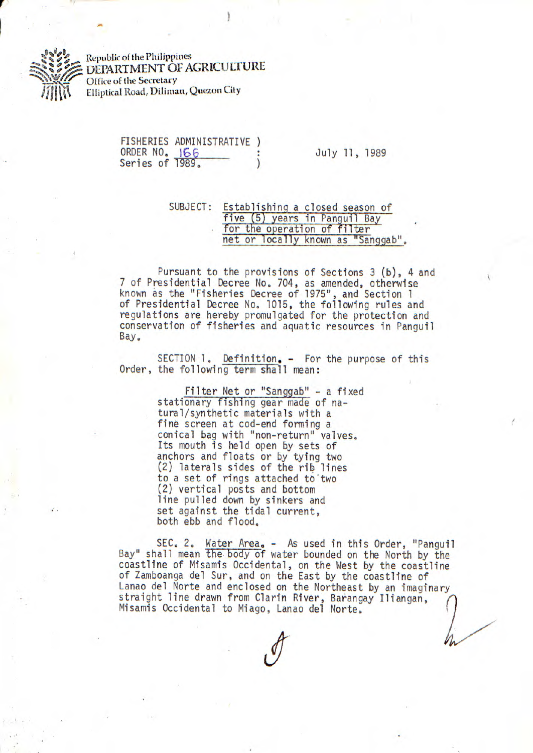Republic of the Philippines
**DEPARTMENT OF AGRICULTURE**
Office of the Secretary
Elliptical Road, Diliman, Quezon City

FISHERIES ADMINISTRATIVE ORDER NO. 166
Series of 1989.

July 11, 1989

SUBJECT: Establishing a closed season of five (5) years in Panguil Bay for the operation of filter net or locally known as "Sanggab".

Pursuant to the provisions of Sections 3 (b), 4 and 7 of Presidential Decree No. 704, as amended, otherwise known as the "Fisheries Decree of 1975", and Section 1 of Presidential Decree No. 1015, the following rules and regulations are hereby promulgated for the protection and conservation of fisheries and aquatic resources in Panguil Bay.

SECTION 1. Definition. - For the purpose of this Order, the following term shall mean:

> Filter Net or "Sanggab" - a fixed stationary fishing gear made of natural/synthetic materials with a fine screen at cod-end forming a conical bag with "non-return" valves. Its mouth is held open by sets of anchors and floats or by tying two (2) laterals sides of the rib lines to a set of rings attached to two (2) vertical posts and bottom line pulled down by sinkers and set against the tidal current, both ebb and flood.

SEC. 2. Water Area. - As used in this Order, "Panguil Bay" shall mean the body of water bounded on the North by the coastline of Misamis Occidental, on the West by the coastline of Zamboanga del Sur, and on the East by the coastline of Lanao del Norte and enclosed on the Northeast by an imaginary straight line drawn from Clarin River, Barangay Iliangan, Misamis Occidental to Miago, Lanao del Norte.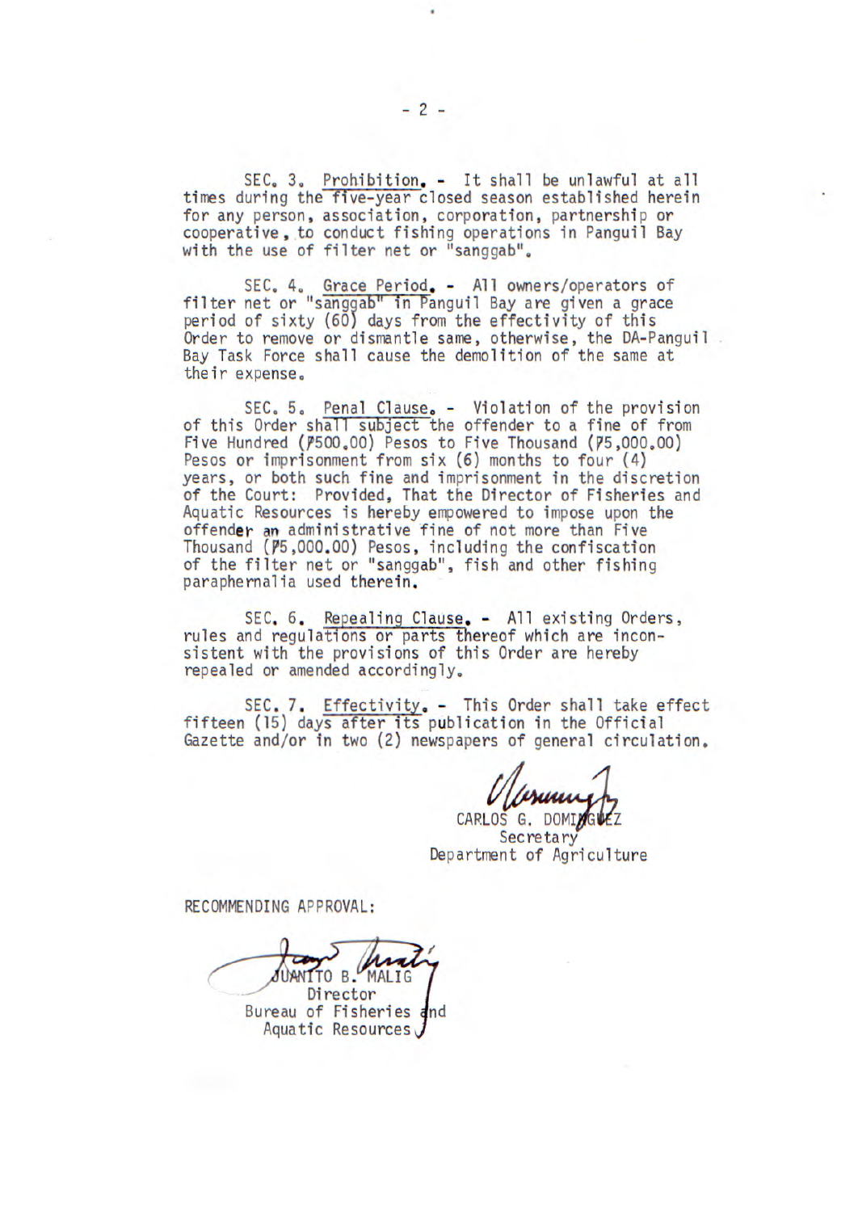SEC. 3. Prohibition. - It shall be unlawful at all times during the five-year closed season established herein for any person, association, corporation, partnership or cooperative, to conduct fishing operations in Panguil Bay with the use of filter net or "sanggab".

SEC. 4. Grace Period. - All owners/operators of filter net or "sanggab" in Panguil Bay are given a grace period of sixty (60) days from the effectivity of this Order to remove or dismantle same, otherwise, the DA-Panguil Bay Task Force shall cause the demolition of the same at their expense.

SEC. 5. Penal Clause. - Violation of the provision of this Order shall subject the offender to a fine of from Five Hundred (₱500.00) Pesos to Five Thousand (₱5,000.00) Pesos or imprisonment from six (6) months to four (4) years, or both such fine and imprisonment in the discretion of the Court: Provided, That the Director of Fisheries and Aquatic Resources is hereby empowered to impose upon the offender an administrative fine of not more than Five Thousand (₱5,000.00) Pesos, including the confiscation of the filter net or "sanggab", fish and other fishing paraphernalia used therein.

SEC. 6. Repealing Clause. - All existing Orders, rules and regulations or parts thereof which are inconsistent with the provisions of this Order are hereby repealed or amended accordingly.

SEC. 7. Effectivity. - This Order shall take effect fifteen (15) days after its publication in the Official Gazette and/or in two (2) newspapers of general circulation.

CARLOS G. DOMINGUEZ
Secretary
Department of Agriculture

RECOMMENDING APPROVAL:

JUANITO B. MALIG
Director
Bureau of Fisheries and Aquatic Resources